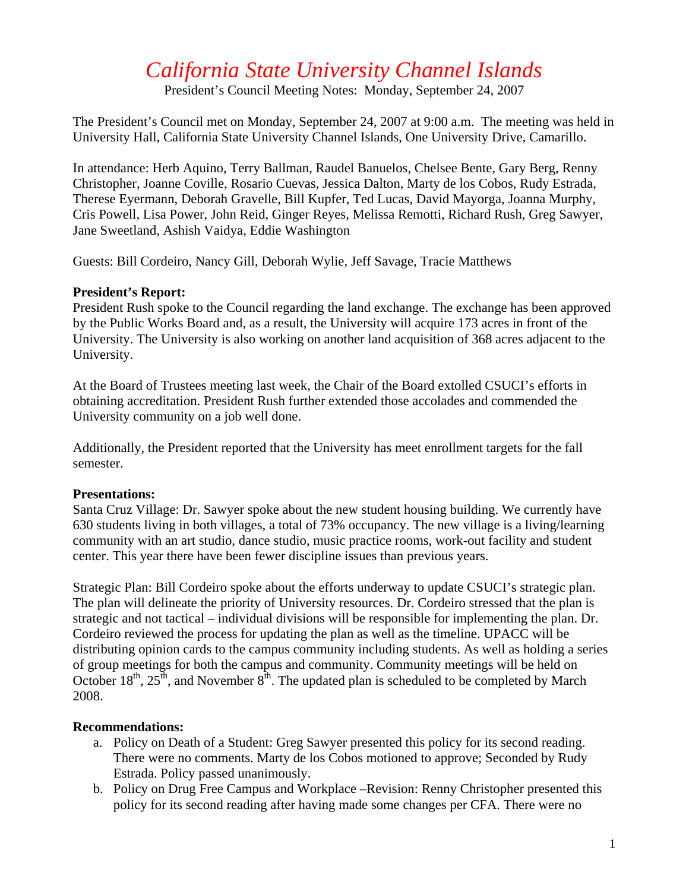# *California State University Channel Islands*

President's Council Meeting Notes: Monday, September 24, 2007

The President's Council met on Monday, September 24, 2007 at 9:00 a.m. The meeting was held in University Hall, California State University Channel Islands, One University Drive, Camarillo.

In attendance: Herb Aquino, Terry Ballman, Raudel Banuelos, Chelsee Bente, Gary Berg, Renny Christopher, Joanne Coville, Rosario Cuevas, Jessica Dalton, Marty de los Cobos, Rudy Estrada, Therese Eyermann, Deborah Gravelle, Bill Kupfer, Ted Lucas, David Mayorga, Joanna Murphy, Cris Powell, Lisa Power, John Reid, Ginger Reyes, Melissa Remotti, Richard Rush, Greg Sawyer, Jane Sweetland, Ashish Vaidya, Eddie Washington

Guests: Bill Cordeiro, Nancy Gill, Deborah Wylie, Jeff Savage, Tracie Matthews

**President's Report:**

President Rush spoke to the Council regarding the land exchange. The exchange has been approved by the Public Works Board and, as a result, the University will acquire 173 acres in front of the University. The University is also working on another land acquisition of 368 acres adjacent to the University.

At the Board of Trustees meeting last week, the Chair of the Board extolled CSUCI's efforts in obtaining accreditation. President Rush further extended those accolades and commended the University community on a job well done.

Additionally, the President reported that the University has meet enrollment targets for the fall semester.

**Presentations:**

Santa Cruz Village: Dr. Sawyer spoke about the new student housing building. We currently have 630 students living in both villages, a total of 73% occupancy. The new village is a living/learning community with an art studio, dance studio, music practice rooms, work-out facility and student center. This year there have been fewer discipline issues than previous years.

Strategic Plan: Bill Cordeiro spoke about the efforts underway to update CSUCI's strategic plan. The plan will delineate the priority of University resources. Dr. Cordeiro stressed that the plan is strategic and not tactical – individual divisions will be responsible for implementing the plan. Dr. Cordeiro reviewed the process for updating the plan as well as the timeline. UPACC will be distributing opinion cards to the campus community including students. As well as holding a series of group meetings for both the campus and community. Community meetings will be held on October 18th, 25th, and November 8th. The updated plan is scheduled to be completed by March 2008.

**Recommendations:**

a. Policy on Death of a Student: Greg Sawyer presented this policy for its second reading. There were no comments. Marty de los Cobos motioned to approve; Seconded by Rudy Estrada. Policy passed unanimously.
b. Policy on Drug Free Campus and Workplace –Revision: Renny Christopher presented this policy for its second reading after having made some changes per CFA. There were no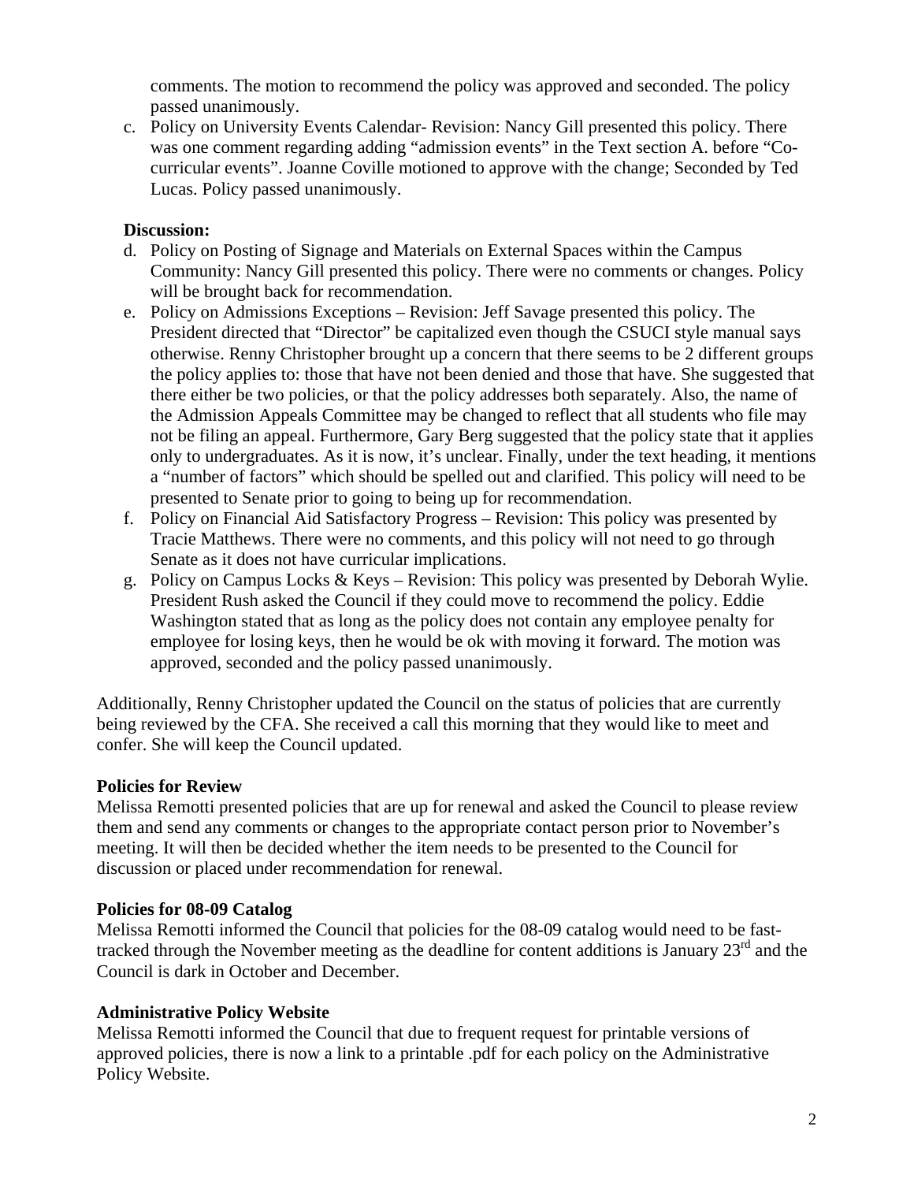comments. The motion to recommend the policy was approved and seconded. The policy passed unanimously.

c. Policy on University Events Calendar- Revision: Nancy Gill presented this policy. There was one comment regarding adding "admission events" in the Text section A. before "Co-curricular events". Joanne Coville motioned to approve with the change; Seconded by Ted Lucas. Policy passed unanimously.

**Discussion:**

d. Policy on Posting of Signage and Materials on External Spaces within the Campus Community: Nancy Gill presented this policy. There were no comments or changes. Policy will be brought back for recommendation.

e. Policy on Admissions Exceptions – Revision: Jeff Savage presented this policy. The President directed that "Director" be capitalized even though the CSUCI style manual says otherwise. Renny Christopher brought up a concern that there seems to be 2 different groups the policy applies to: those that have not been denied and those that have. She suggested that there either be two policies, or that the policy addresses both separately. Also, the name of the Admission Appeals Committee may be changed to reflect that all students who file may not be filing an appeal. Furthermore, Gary Berg suggested that the policy state that it applies only to undergraduates. As it is now, it's unclear. Finally, under the text heading, it mentions a "number of factors" which should be spelled out and clarified. This policy will need to be presented to Senate prior to going to being up for recommendation.

f. Policy on Financial Aid Satisfactory Progress – Revision: This policy was presented by Tracie Matthews. There were no comments, and this policy will not need to go through Senate as it does not have curricular implications.

g. Policy on Campus Locks & Keys – Revision: This policy was presented by Deborah Wylie. President Rush asked the Council if they could move to recommend the policy. Eddie Washington stated that as long as the policy does not contain any employee penalty for employee for losing keys, then he would be ok with moving it forward. The motion was approved, seconded and the policy passed unanimously.

Additionally, Renny Christopher updated the Council on the status of policies that are currently being reviewed by the CFA. She received a call this morning that they would like to meet and confer. She will keep the Council updated.

**Policies for Review**

Melissa Remotti presented policies that are up for renewal and asked the Council to please review them and send any comments or changes to the appropriate contact person prior to November's meeting. It will then be decided whether the item needs to be presented to the Council for discussion or placed under recommendation for renewal.

**Policies for 08-09 Catalog**

Melissa Remotti informed the Council that policies for the 08-09 catalog would need to be fast-tracked through the November meeting as the deadline for content additions is January 23rd and the Council is dark in October and December.

**Administrative Policy Website**

Melissa Remotti informed the Council that due to frequent request for printable versions of approved policies, there is now a link to a printable .pdf for each policy on the Administrative Policy Website.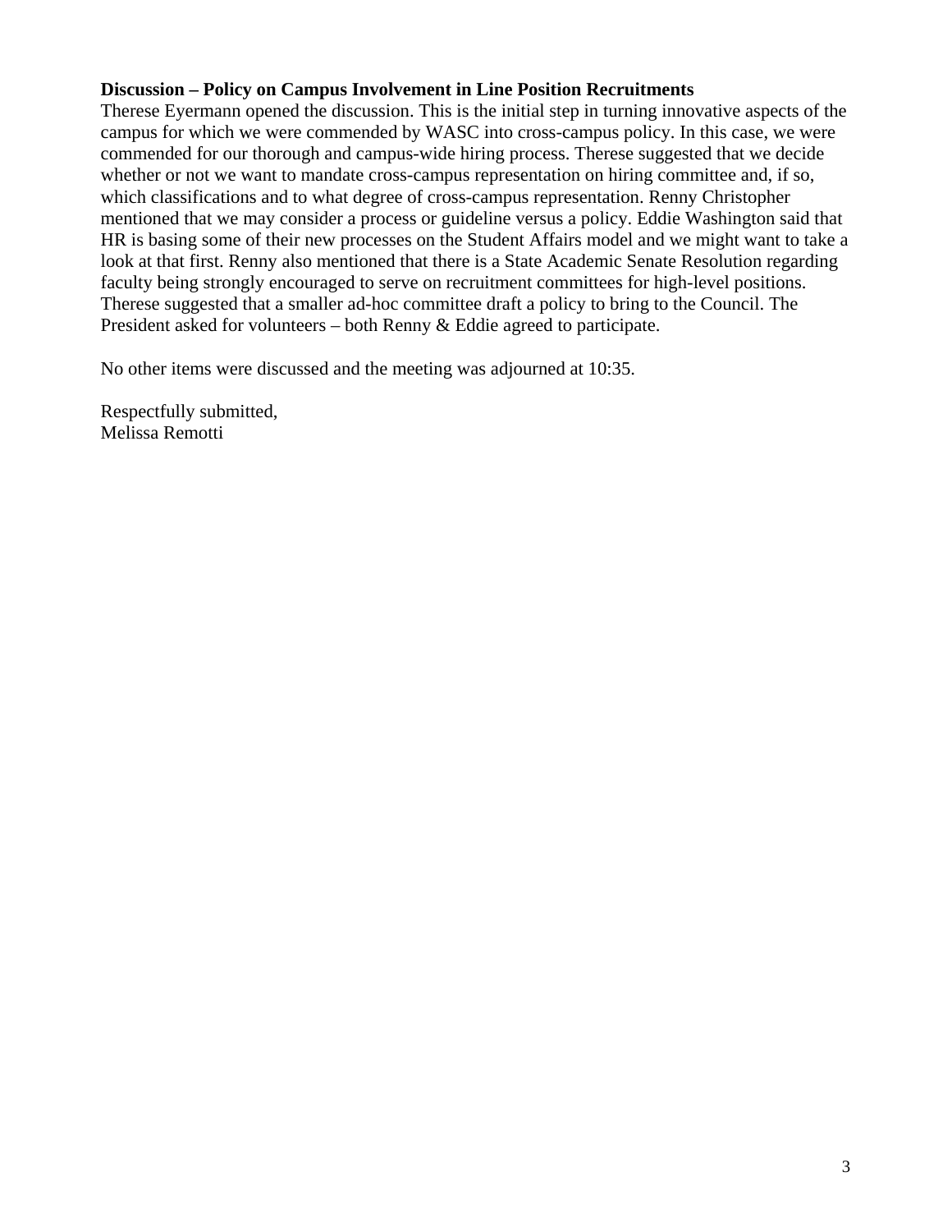**Discussion – Policy on Campus Involvement in Line Position Recruitments**

Therese Eyermann opened the discussion. This is the initial step in turning innovative aspects of the campus for which we were commended by WASC into cross-campus policy. In this case, we were commended for our thorough and campus-wide hiring process. Therese suggested that we decide whether or not we want to mandate cross-campus representation on hiring committee and, if so, which classifications and to what degree of cross-campus representation. Renny Christopher mentioned that we may consider a process or guideline versus a policy. Eddie Washington said that HR is basing some of their new processes on the Student Affairs model and we might want to take a look at that first. Renny also mentioned that there is a State Academic Senate Resolution regarding faculty being strongly encouraged to serve on recruitment committees for high-level positions. Therese suggested that a smaller ad-hoc committee draft a policy to bring to the Council. The President asked for volunteers – both Renny & Eddie agreed to participate.

No other items were discussed and the meeting was adjourned at 10:35.

Respectfully submitted,
Melissa Remotti